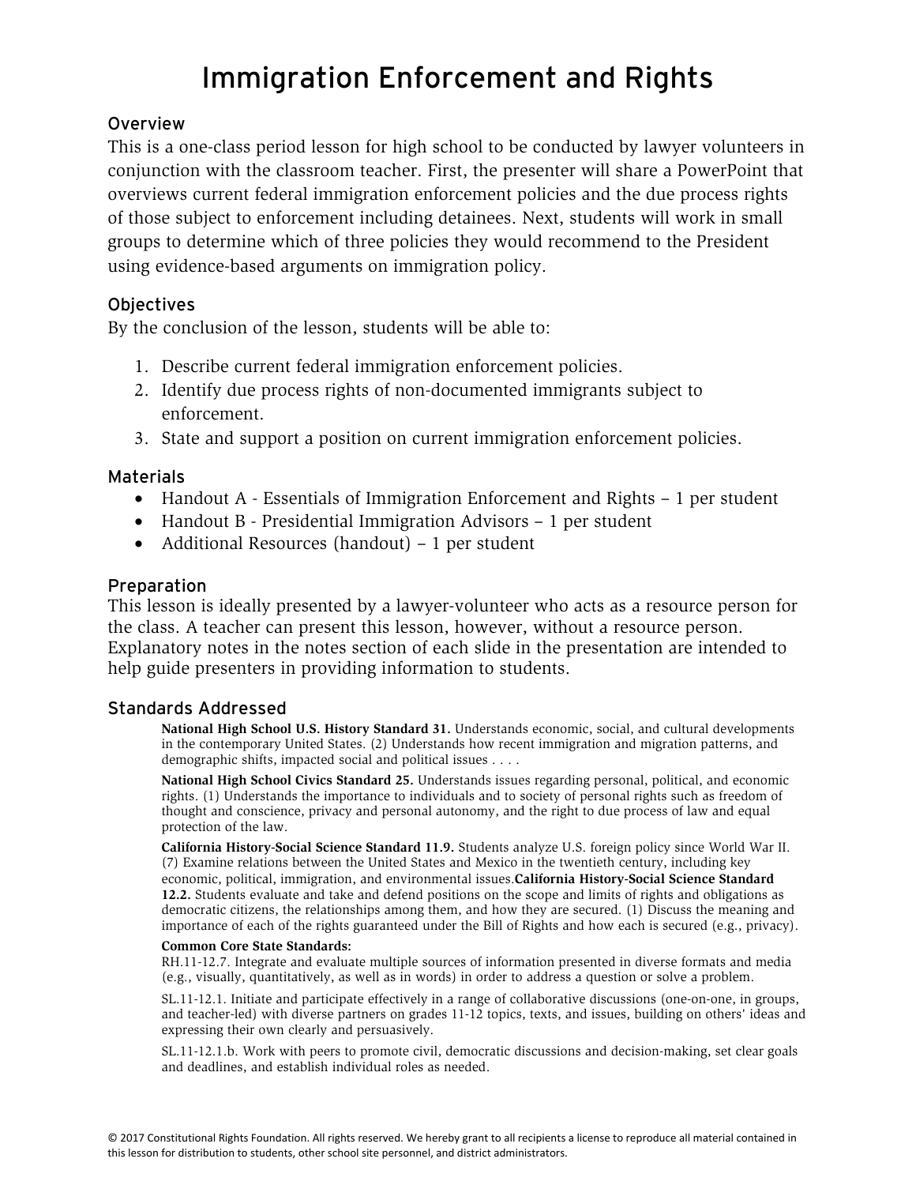# Immigration Enforcement and Rights

## Overview

This is a one-class period lesson for high school to be conducted by lawyer volunteers in conjunction with the classroom teacher. First, the presenter will share a PowerPoint that overviews current federal immigration enforcement policies and the due process rights of those subject to enforcement including detainees. Next, students will work in small groups to determine which of three policies they would recommend to the President using evidence-based arguments on immigration policy.

## Objectives

By the conclusion of the lesson, students will be able to:

1. Describe current federal immigration enforcement policies.
2. Identify due process rights of non-documented immigrants subject to enforcement.
3. State and support a position on current immigration enforcement policies.

## Materials

- Handout A - Essentials of Immigration Enforcement and Rights – 1 per student
- Handout B - Presidential Immigration Advisors – 1 per student
- Additional Resources (handout) – 1 per student

## Preparation

This lesson is ideally presented by a lawyer-volunteer who acts as a resource person for the class. A teacher can present this lesson, however, without a resource person. Explanatory notes in the notes section of each slide in the presentation are intended to help guide presenters in providing information to students.

## Standards Addressed

**National High School U.S. History Standard 31.** Understands economic, social, and cultural developments in the contemporary United States. (2) Understands how recent immigration and migration patterns, and demographic shifts, impacted social and political issues . . . .

**National High School Civics Standard 25.** Understands issues regarding personal, political, and economic rights. (1) Understands the importance to individuals and to society of personal rights such as freedom of thought and conscience, privacy and personal autonomy, and the right to due process of law and equal protection of the law.

**California History-Social Science Standard 11.9.** Students analyze U.S. foreign policy since World War II. (7) Examine relations between the United States and Mexico in the twentieth century, including key economic, political, immigration, and environmental issues.**California History-Social Science Standard 12.2.** Students evaluate and take and defend positions on the scope and limits of rights and obligations as democratic citizens, the relationships among them, and how they are secured. (1) Discuss the meaning and importance of each of the rights guaranteed under the Bill of Rights and how each is secured (e.g., privacy).

**Common Core State Standards:**

RH.11-12.7. Integrate and evaluate multiple sources of information presented in diverse formats and media (e.g., visually, quantitatively, as well as in words) in order to address a question or solve a problem.

SL.11-12.1. Initiate and participate effectively in a range of collaborative discussions (one-on-one, in groups, and teacher-led) with diverse partners on grades 11-12 topics, texts, and issues, building on others' ideas and expressing their own clearly and persuasively.

SL.11-12.1.b. Work with peers to promote civil, democratic discussions and decision-making, set clear goals and deadlines, and establish individual roles as needed.

© 2017 Constitutional Rights Foundation. All rights reserved. We hereby grant to all recipients a license to reproduce all material contained in this lesson for distribution to students, other school site personnel, and district administrators.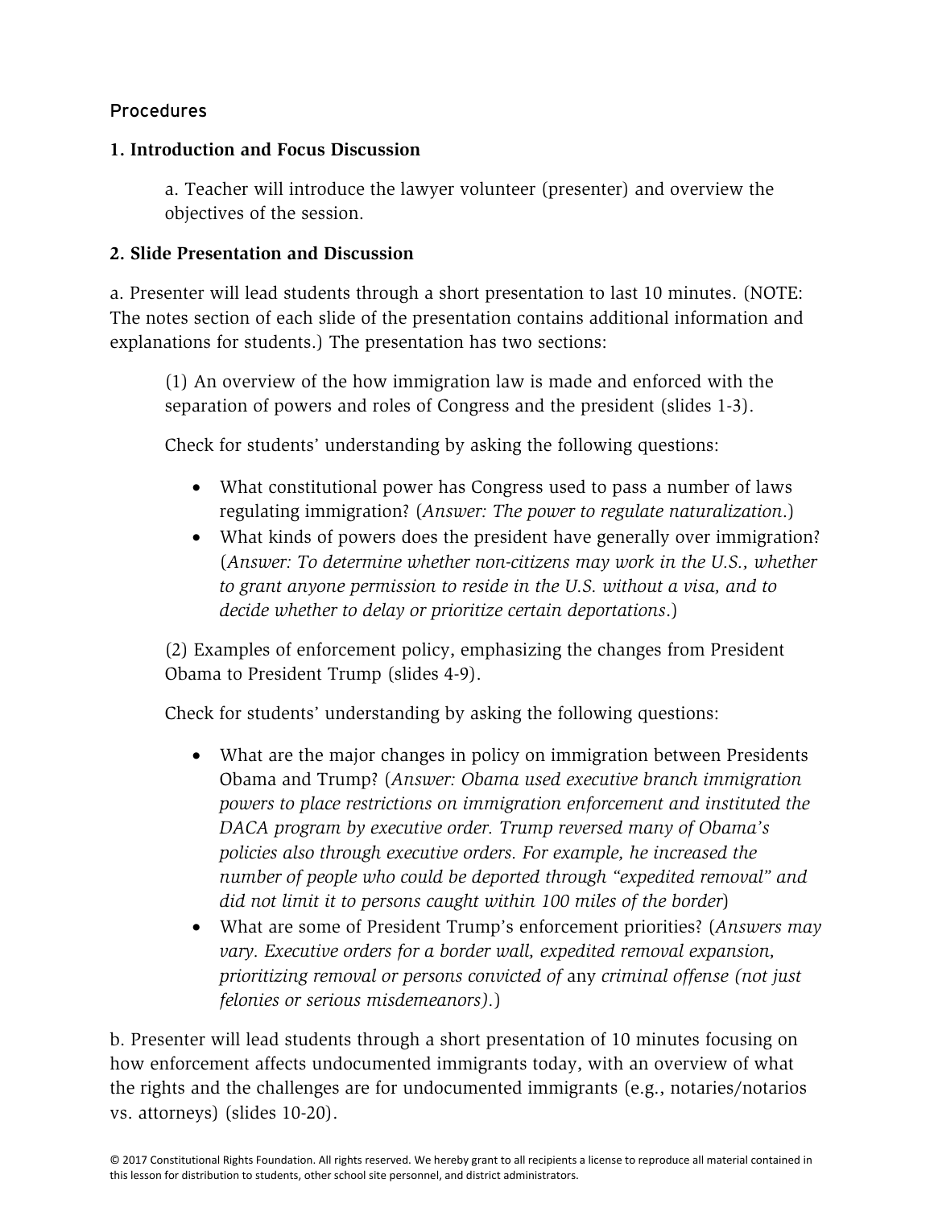Procedures

**1. Introduction and Focus Discussion**

a. Teacher will introduce the lawyer volunteer (presenter) and overview the objectives of the session.

**2. Slide Presentation and Discussion**

a. Presenter will lead students through a short presentation to last 10 minutes. (NOTE: The notes section of each slide of the presentation contains additional information and explanations for students.) The presentation has two sections:

(1) An overview of the how immigration law is made and enforced with the separation of powers and roles of Congress and the president (slides 1-3).

Check for students' understanding by asking the following questions:

- What constitutional power has Congress used to pass a number of laws regulating immigration? (*Answer: The power to regulate naturalization*.)
- What kinds of powers does the president have generally over immigration? (*Answer: To determine whether non-citizens may work in the U.S., whether to grant anyone permission to reside in the U.S. without a visa, and to decide whether to delay or prioritize certain deportations*.)

(2) Examples of enforcement policy, emphasizing the changes from President Obama to President Trump (slides 4-9).

Check for students' understanding by asking the following questions:

- What are the major changes in policy on immigration between Presidents Obama and Trump? (*Answer: Obama used executive branch immigration powers to place restrictions on immigration enforcement and instituted the DACA program by executive order. Trump reversed many of Obama's policies also through executive orders. For example, he increased the number of people who could be deported through "expedited removal" and did not limit it to persons caught within 100 miles of the border*)
- What are some of President Trump's enforcement priorities? (*Answers may vary. Executive orders for a border wall, expedited removal expansion, prioritizing removal or persons convicted of* any *criminal offense (not just felonies or serious misdemeanors).*)

b. Presenter will lead students through a short presentation of 10 minutes focusing on how enforcement affects undocumented immigrants today, with an overview of what the rights and the challenges are for undocumented immigrants (e.g., notaries/notarios vs. attorneys) (slides 10-20).

© 2017 Constitutional Rights Foundation. All rights reserved. We hereby grant to all recipients a license to reproduce all material contained in this lesson for distribution to students, other school site personnel, and district administrators.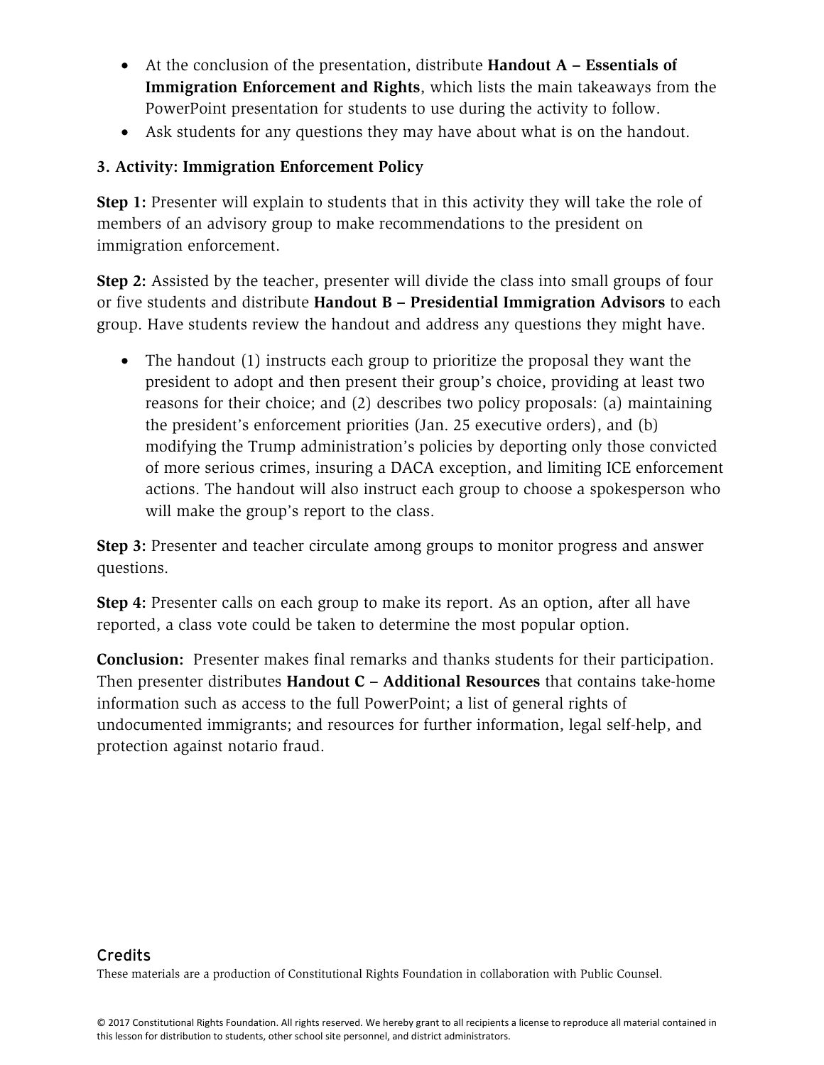- At the conclusion of the presentation, distribute **Handout A – Essentials of Immigration Enforcement and Rights**, which lists the main takeaways from the PowerPoint presentation for students to use during the activity to follow.
- Ask students for any questions they may have about what is on the handout.

### 3. Activity: Immigration Enforcement Policy

**Step 1:** Presenter will explain to students that in this activity they will take the role of members of an advisory group to make recommendations to the president on immigration enforcement.

**Step 2:** Assisted by the teacher, presenter will divide the class into small groups of four or five students and distribute **Handout B – Presidential Immigration Advisors** to each group. Have students review the handout and address any questions they might have.

- The handout (1) instructs each group to prioritize the proposal they want the president to adopt and then present their group's choice, providing at least two reasons for their choice; and (2) describes two policy proposals: (a) maintaining the president's enforcement priorities (Jan. 25 executive orders), and (b) modifying the Trump administration's policies by deporting only those convicted of more serious crimes, insuring a DACA exception, and limiting ICE enforcement actions. The handout will also instruct each group to choose a spokesperson who will make the group's report to the class.

**Step 3:** Presenter and teacher circulate among groups to monitor progress and answer questions.

**Step 4:** Presenter calls on each group to make its report. As an option, after all have reported, a class vote could be taken to determine the most popular option.

**Conclusion:** Presenter makes final remarks and thanks students for their participation. Then presenter distributes **Handout C – Additional Resources** that contains take-home information such as access to the full PowerPoint; a list of general rights of undocumented immigrants; and resources for further information, legal self-help, and protection against notario fraud.

## Credits

These materials are a production of Constitutional Rights Foundation in collaboration with Public Counsel.

© 2017 Constitutional Rights Foundation. All rights reserved. We hereby grant to all recipients a license to reproduce all material contained in this lesson for distribution to students, other school site personnel, and district administrators.